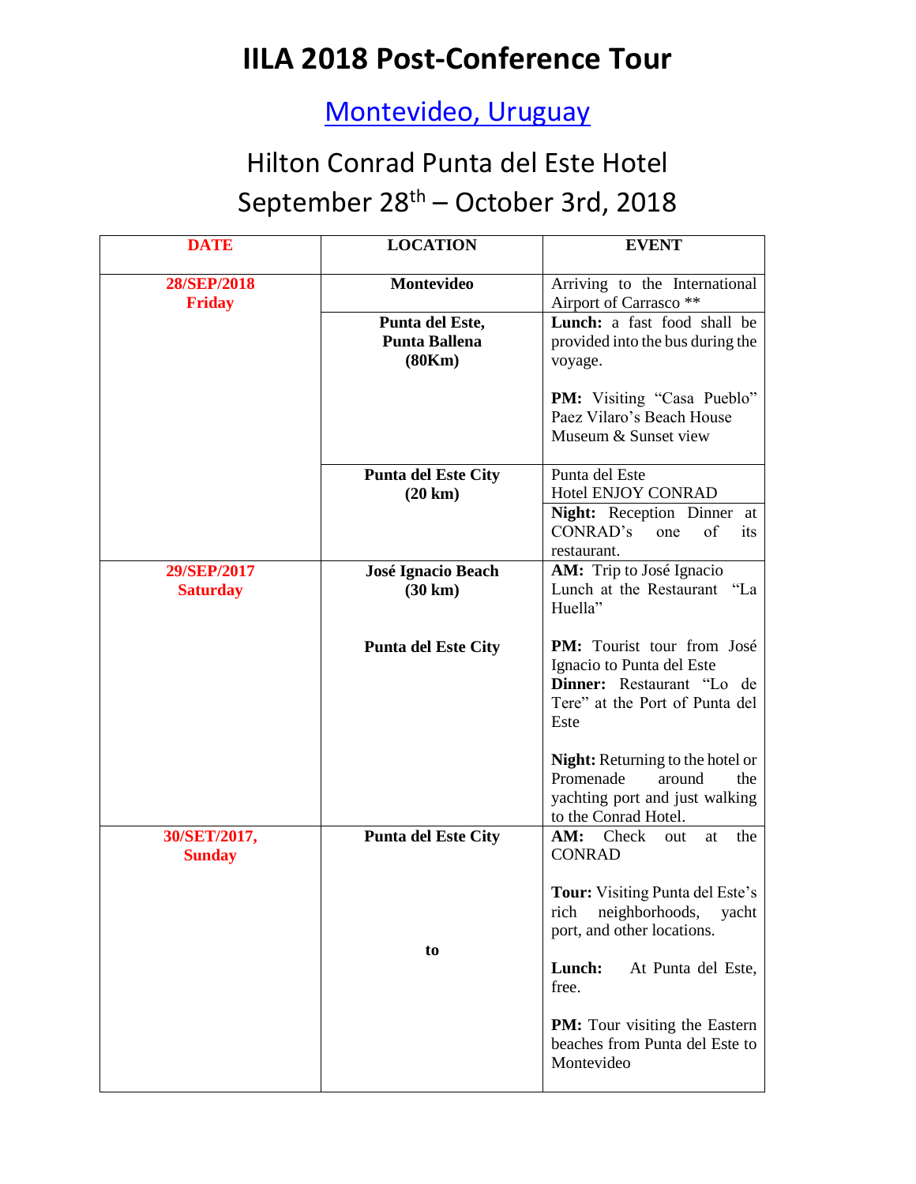# IILA 2018 Post-Conference Tour

## Montevideo, Uruguay

## Hilton Conrad Punta del Este Hotel
## September 28th – October 3rd, 2018

| DATE | LOCATION | EVENT |
|---|---|---|
| **28/SEP/2018 Friday** | **Montevideo** | Arriving to the International Airport of Carrasco ** |
| | **Punta del Este, Punta Ballena (80Km)** | **Lunch:** a fast food shall be provided into the bus during the voyage.<br><br>**PM:** Visiting "Casa Pueblo" Paez Vilaro's Beach House Museum & Sunset view |
| | **Punta del Este City (20 km)** | Punta del Este Hotel ENJOY CONRAD<br>**Night:** Reception Dinner at CONRAD's one of its restaurant. |
| **29/SEP/2017 Saturday** | **José Ignacio Beach (30 km)**<br><br>**Punta del Este City** | **AM:** Trip to José Ignacio Lunch at the Restaurant "La Huella"<br><br>**PM:** Tourist tour from José Ignacio to Punta del Este<br>**Dinner:** Restaurant "Lo de Tere" at the Port of Punta del Este<br><br>**Night:** Returning to the hotel or Promenade around the yachting port and just walking to the Conrad Hotel. |
| **30/SET/2017, Sunday** | **Punta del Este City**<br><br>**to** | **AM:** Check out at the CONRAD<br><br>**Tour:** Visiting Punta del Este's rich neighborhoods, yacht port, and other locations.<br><br>**Lunch:** At Punta del Este, free.<br><br>**PM:** Tour visiting the Eastern beaches from Punta del Este to Montevideo |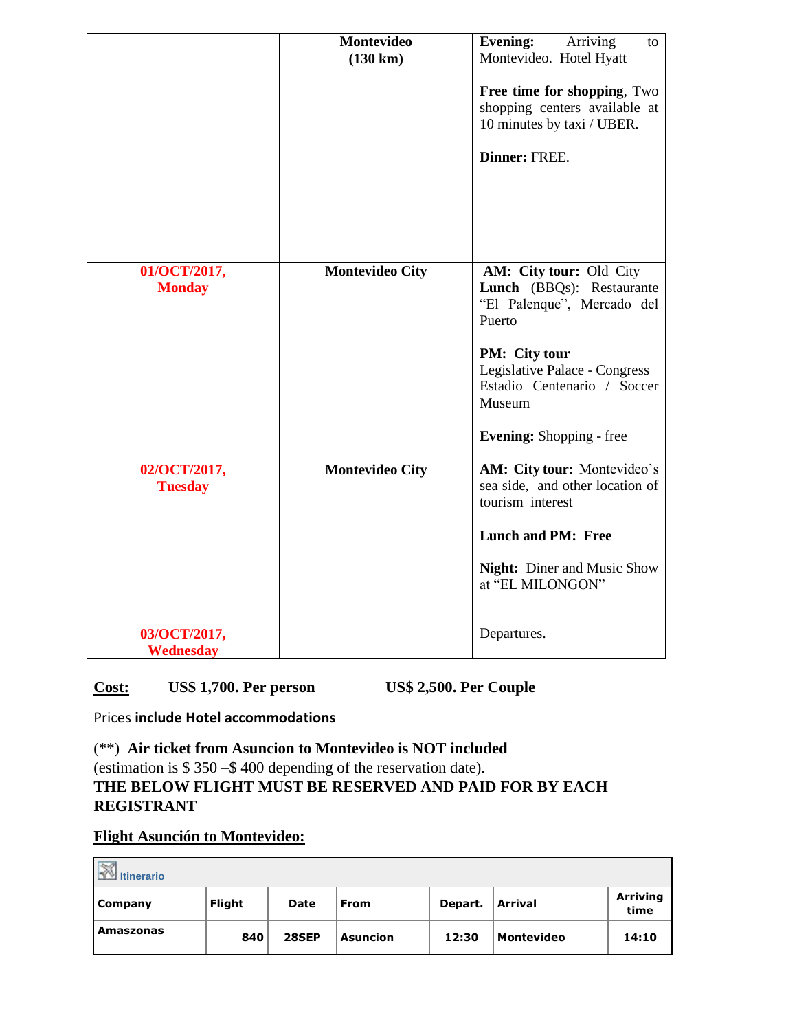| | | |
|---|---|---|
| | **Montevideo (130 km)** | **Evening:** Arriving to Montevideo. Hotel Hyatt<br><br>**Free time for shopping**, Two shopping centers available at 10 minutes by taxi / UBER.<br><br>**Dinner:** FREE. |
| **01/OCT/2017, Monday** | **Montevideo City** | **AM: City tour:** Old City<br>**Lunch** (BBQs): Restaurante "El Palenque", Mercado del Puerto<br><br>**PM: City tour**<br>Legislative Palace - Congress<br>Estadio Centenario / Soccer Museum<br><br>**Evening:** Shopping - free |
| **02/OCT/2017, Tuesday** | **Montevideo City** | **AM: City tour:** Montevideo's sea side, and other location of tourism interest<br><br>**Lunch and PM: Free**<br><br>**Night:** Diner and Music Show at "EL MILONGON" |
| **03/OCT/2017, Wednesday** | | Departures. |

**Cost:** **US$ 1,700. Per person** **US$ 2,500. Per Couple**

Prices **include Hotel accommodations**

(**) **Air ticket from Asuncion to Montevideo is NOT included**
(estimation is $ 350 –$ 400 depending of the reservation date).
**THE BELOW FLIGHT MUST BE RESERVED AND PAID FOR BY EACH REGISTRANT**

**Flight Asunción to Montevideo:**

Itinerario

| Company | Flight | Date | From | Depart. | Arrival | Arriving time |
|---|---|---|---|---|---|---|
| Amaszonas | 840 | 28SEP | Asuncion | 12:30 | Montevideo | 14:10 |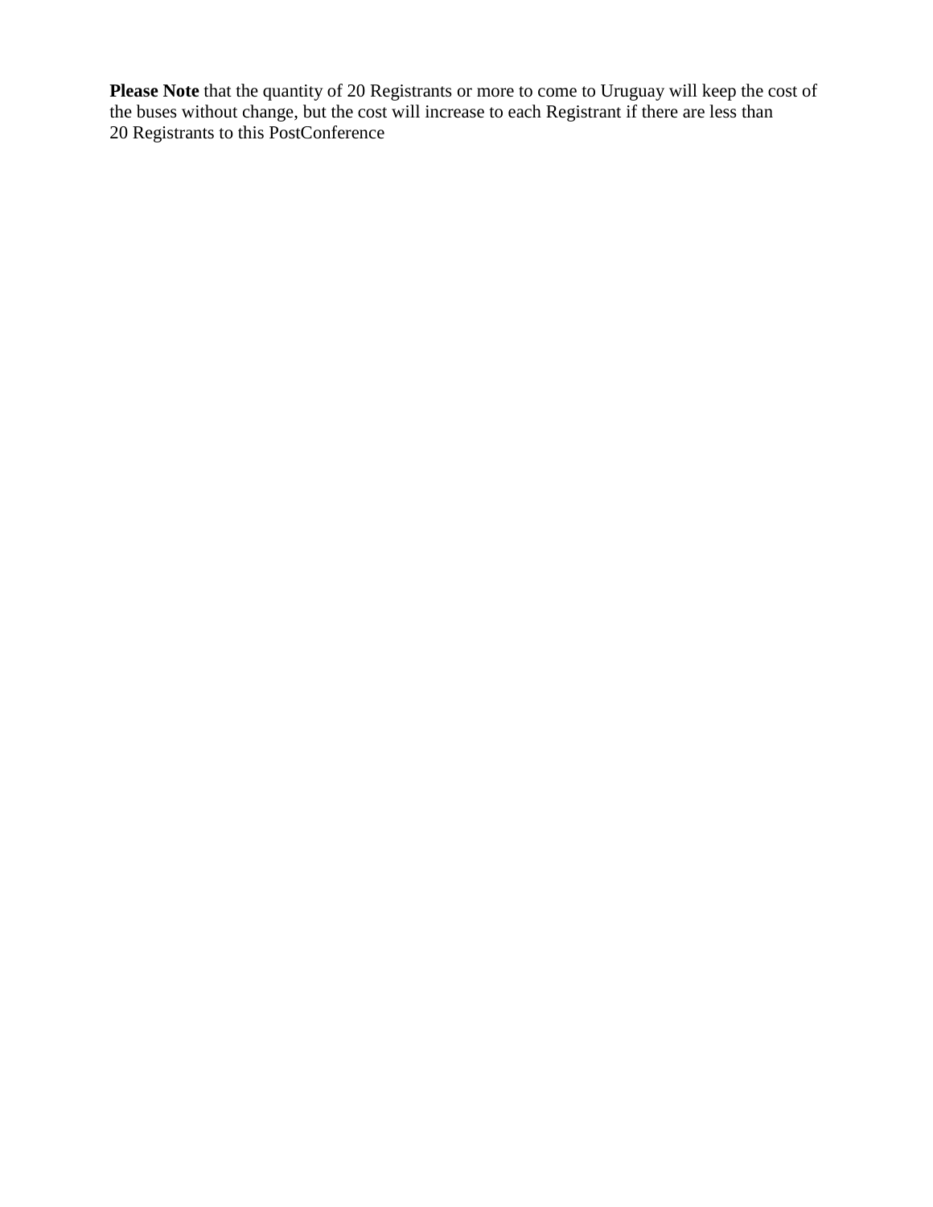**Please Note** that the quantity of 20 Registrants or more to come to Uruguay will keep the cost of the buses without change, but the cost will increase to each Registrant if there are less than 20 Registrants to this PostConference